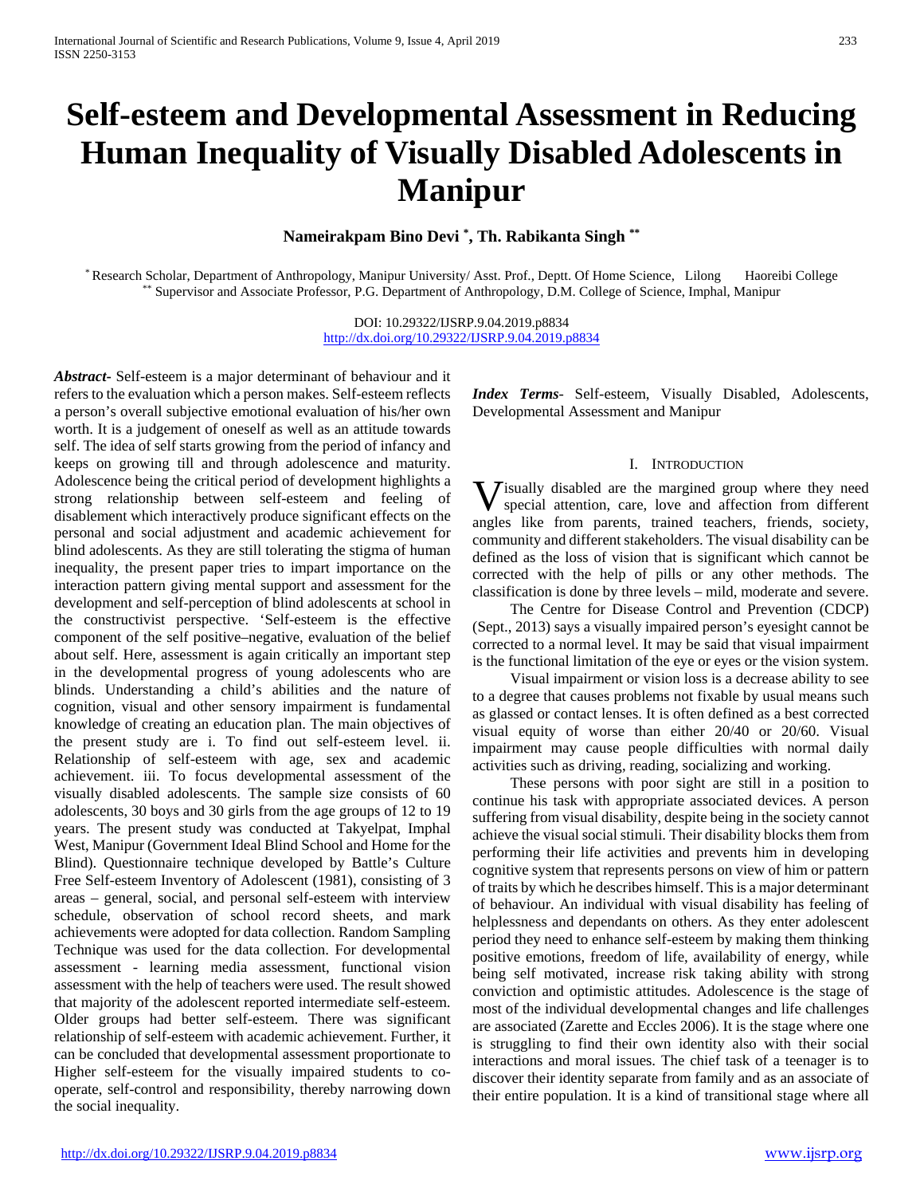# Self-esteem and Developmental Assessment in Reducing Human Inequality of Visually Disabled Adolescents in Manipur

**Nameirakpam Bino Devi [*], Th. Rabikanta Singh [**]**

[*] Research Scholar, Department of Anthropology, Manipur University/ Asst. Prof., Deptt. Of Home Science, Lilong Haoreibi College
[**] Supervisor and Associate Professor, P.G. Department of Anthropology, D.M. College of Science, Imphal, Manipur

DOI: 10.29322/IJSRP.9.04.2019.p8834
http://dx.doi.org/10.29322/IJSRP.9.04.2019.p8834

***Abstract***- Self-esteem is a major determinant of behaviour and it refers to the evaluation which a person makes. Self-esteem reflects a person's overall subjective emotional evaluation of his/her own worth. It is a judgement of oneself as well as an attitude towards self. The idea of self starts growing from the period of infancy and keeps on growing till and through adolescence and maturity. Adolescence being the critical period of development highlights a strong relationship between self-esteem and feeling of disablement which interactively produce significant effects on the personal and social adjustment and academic achievement for blind adolescents. As they are still tolerating the stigma of human inequality, the present paper tries to impart importance on the interaction pattern giving mental support and assessment for the development and self-perception of blind adolescents at school in the constructivist perspective. 'Self-esteem is the effective component of the self positive–negative, evaluation of the belief about self. Here, assessment is again critically an important step in the developmental progress of young adolescents who are blinds. Understanding a child's abilities and the nature of cognition, visual and other sensory impairment is fundamental knowledge of creating an education plan. The main objectives of the present study are i. To find out self-esteem level. ii. Relationship of self-esteem with age, sex and academic achievement. iii. To focus developmental assessment of the visually disabled adolescents. The sample size consists of 60 adolescents, 30 boys and 30 girls from the age groups of 12 to 19 years. The present study was conducted at Takyelpat, Imphal West, Manipur (Government Ideal Blind School and Home for the Blind). Questionnaire technique developed by Battle's Culture Free Self-esteem Inventory of Adolescent (1981), consisting of 3 areas – general, social, and personal self-esteem with interview schedule, observation of school record sheets, and mark achievements were adopted for data collection. Random Sampling Technique was used for the data collection. For developmental assessment - learning media assessment, functional vision assessment with the help of teachers were used. The result showed that majority of the adolescent reported intermediate self-esteem. Older groups had better self-esteem. There was significant relationship of self-esteem with academic achievement. Further, it can be concluded that developmental assessment proportionate to Higher self-esteem for the visually impaired students to co-operate, self-control and responsibility, thereby narrowing down the social inequality.

***Index Terms***- Self-esteem, Visually Disabled, Adolescents, Developmental Assessment and Manipur

## I. Introduction

Visually disabled are the margined group where they need special attention, care, love and affection from different angles like from parents, trained teachers, friends, society, community and different stakeholders. The visual disability can be defined as the loss of vision that is significant which cannot be corrected with the help of pills or any other methods. The classification is done by three levels – mild, moderate and severe.

The Centre for Disease Control and Prevention (CDCP) (Sept., 2013) says a visually impaired person's eyesight cannot be corrected to a normal level. It may be said that visual impairment is the functional limitation of the eye or eyes or the vision system.

Visual impairment or vision loss is a decrease ability to see to a degree that causes problems not fixable by usual means such as glassed or contact lenses. It is often defined as a best corrected visual equity of worse than either 20/40 or 20/60. Visual impairment may cause people difficulties with normal daily activities such as driving, reading, socializing and working.

These persons with poor sight are still in a position to continue his task with appropriate associated devices. A person suffering from visual disability, despite being in the society cannot achieve the visual social stimuli. Their disability blocks them from performing their life activities and prevents him in developing cognitive system that represents persons on view of him or pattern of traits by which he describes himself. This is a major determinant of behaviour. An individual with visual disability has feeling of helplessness and dependants on others. As they enter adolescent period they need to enhance self-esteem by making them thinking positive emotions, freedom of life, availability of energy, while being self motivated, increase risk taking ability with strong conviction and optimistic attitudes. Adolescence is the stage of most of the individual developmental changes and life challenges are associated (Zarette and Eccles 2006). It is the stage where one is struggling to find their own identity also with their social interactions and moral issues. The chief task of a teenager is to discover their identity separate from family and as an associate of their entire population. It is a kind of transitional stage where all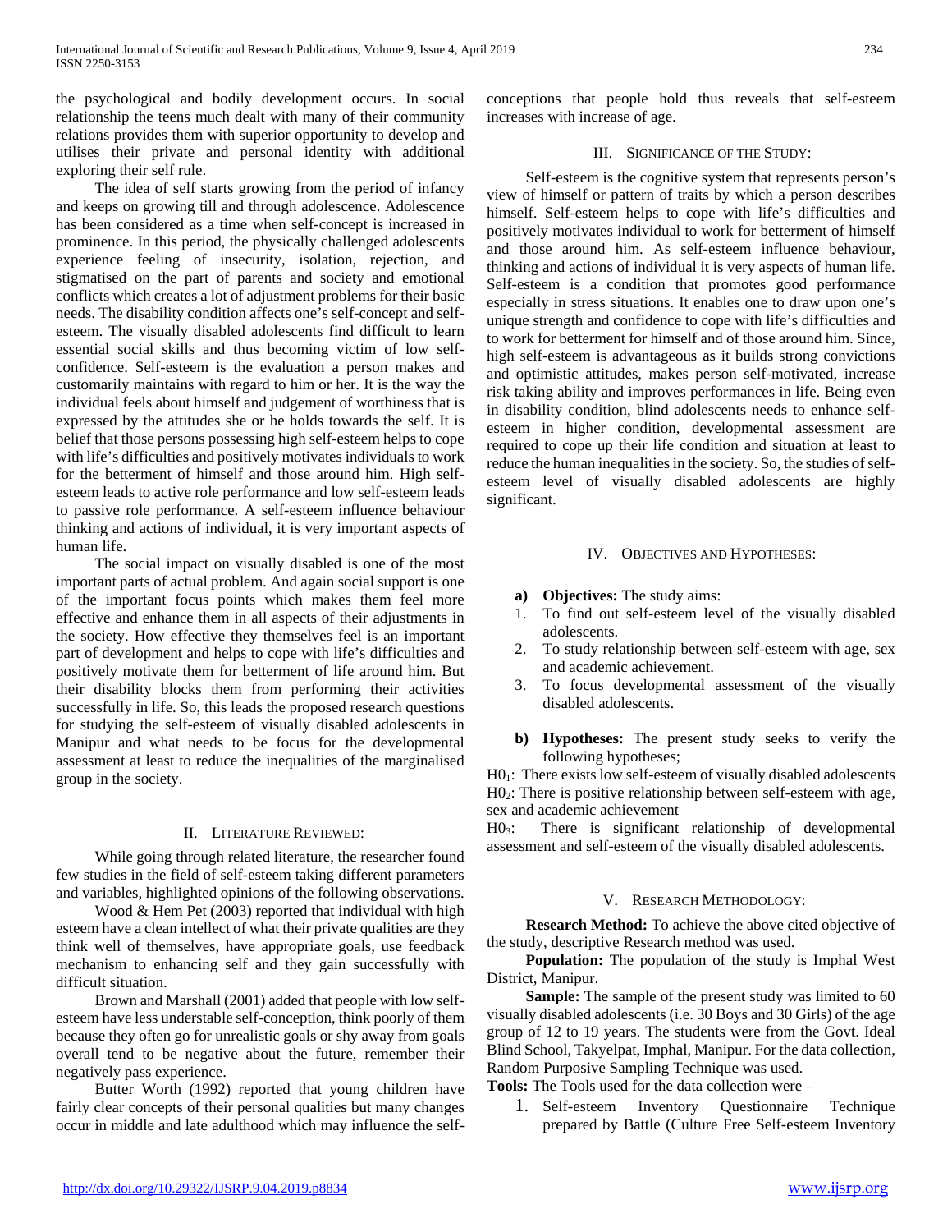the psychological and bodily development occurs. In social relationship the teens much dealt with many of their community relations provides them with superior opportunity to develop and utilises their private and personal identity with additional exploring their self rule.

The idea of self starts growing from the period of infancy and keeps on growing till and through adolescence. Adolescence has been considered as a time when self-concept is increased in prominence. In this period, the physically challenged adolescents experience feeling of insecurity, isolation, rejection, and stigmatised on the part of parents and society and emotional conflicts which creates a lot of adjustment problems for their basic needs. The disability condition affects one's self-concept and self-esteem. The visually disabled adolescents find difficult to learn essential social skills and thus becoming victim of low self-confidence. Self-esteem is the evaluation a person makes and customarily maintains with regard to him or her. It is the way the individual feels about himself and judgement of worthiness that is expressed by the attitudes she or he holds towards the self. It is belief that those persons possessing high self-esteem helps to cope with life's difficulties and positively motivates individuals to work for the betterment of himself and those around him. High self-esteem leads to active role performance and low self-esteem leads to passive role performance. A self-esteem influence behaviour thinking and actions of individual, it is very important aspects of human life.

The social impact on visually disabled is one of the most important parts of actual problem. And again social support is one of the important focus points which makes them feel more effective and enhance them in all aspects of their adjustments in the society. How effective they themselves feel is an important part of development and helps to cope with life's difficulties and positively motivate them for betterment of life around him. But their disability blocks them from performing their activities successfully in life. So, this leads the proposed research questions for studying the self-esteem of visually disabled adolescents in Manipur and what needs to be focus for the developmental assessment at least to reduce the inequalities of the marginalised group in the society.

## II. Literature Reviewed:

While going through related literature, the researcher found few studies in the field of self-esteem taking different parameters and variables, highlighted opinions of the following observations.

Wood & Hem Pet (2003) reported that individual with high esteem have a clean intellect of what their private qualities are they think well of themselves, have appropriate goals, use feedback mechanism to enhancing self and they gain successfully with difficult situation.

Brown and Marshall (2001) added that people with low self-esteem have less understable self-conception, think poorly of them because they often go for unrealistic goals or shy away from goals overall tend to be negative about the future, remember their negatively pass experience.

Butter Worth (1992) reported that young children have fairly clear concepts of their personal qualities but many changes occur in middle and late adulthood which may influence the self-conceptions that people hold thus reveals that self-esteem increases with increase of age.

## III. Significance of the Study:

Self-esteem is the cognitive system that represents person's view of himself or pattern of traits by which a person describes himself. Self-esteem helps to cope with life's difficulties and positively motivates individual to work for betterment of himself and those around him. As self-esteem influence behaviour, thinking and actions of individual it is very aspects of human life. Self-esteem is a condition that promotes good performance especially in stress situations. It enables one to draw upon one's unique strength and confidence to cope with life's difficulties and to work for betterment for himself and of those around him. Since, high self-esteem is advantageous as it builds strong convictions and optimistic attitudes, makes person self-motivated, increase risk taking ability and improves performances in life. Being even in disability condition, blind adolescents needs to enhance self-esteem in higher condition, developmental assessment are required to cope up their life condition and situation at least to reduce the human inequalities in the society. So, the studies of self-esteem level of visually disabled adolescents are highly significant.

## IV. Objectives and Hypotheses:

**a) Objectives:** The study aims:

1. To find out self-esteem level of the visually disabled adolescents.
2. To study relationship between self-esteem with age, sex and academic achievement.
3. To focus developmental assessment of the visually disabled adolescents.

**b) Hypotheses:** The present study seeks to verify the following hypotheses;

$H0_1$: There exists low self-esteem of visually disabled adolescents

$H0_2$: There is positive relationship between self-esteem with age, sex and academic achievement

$H0_3$: There is significant relationship of developmental assessment and self-esteem of the visually disabled adolescents.

## V. Research Methodology:

**Research Method:** To achieve the above cited objective of the study, descriptive Research method was used.

**Population:** The population of the study is Imphal West District, Manipur.

**Sample:** The sample of the present study was limited to 60 visually disabled adolescents (i.e. 30 Boys and 30 Girls) of the age group of 12 to 19 years. The students were from the Govt. Ideal Blind School, Takyelpat, Imphal, Manipur. For the data collection, Random Purposive Sampling Technique was used.

**Tools:** The Tools used for the data collection were –

1. Self-esteem Inventory Questionnaire Technique prepared by Battle (Culture Free Self-esteem Inventory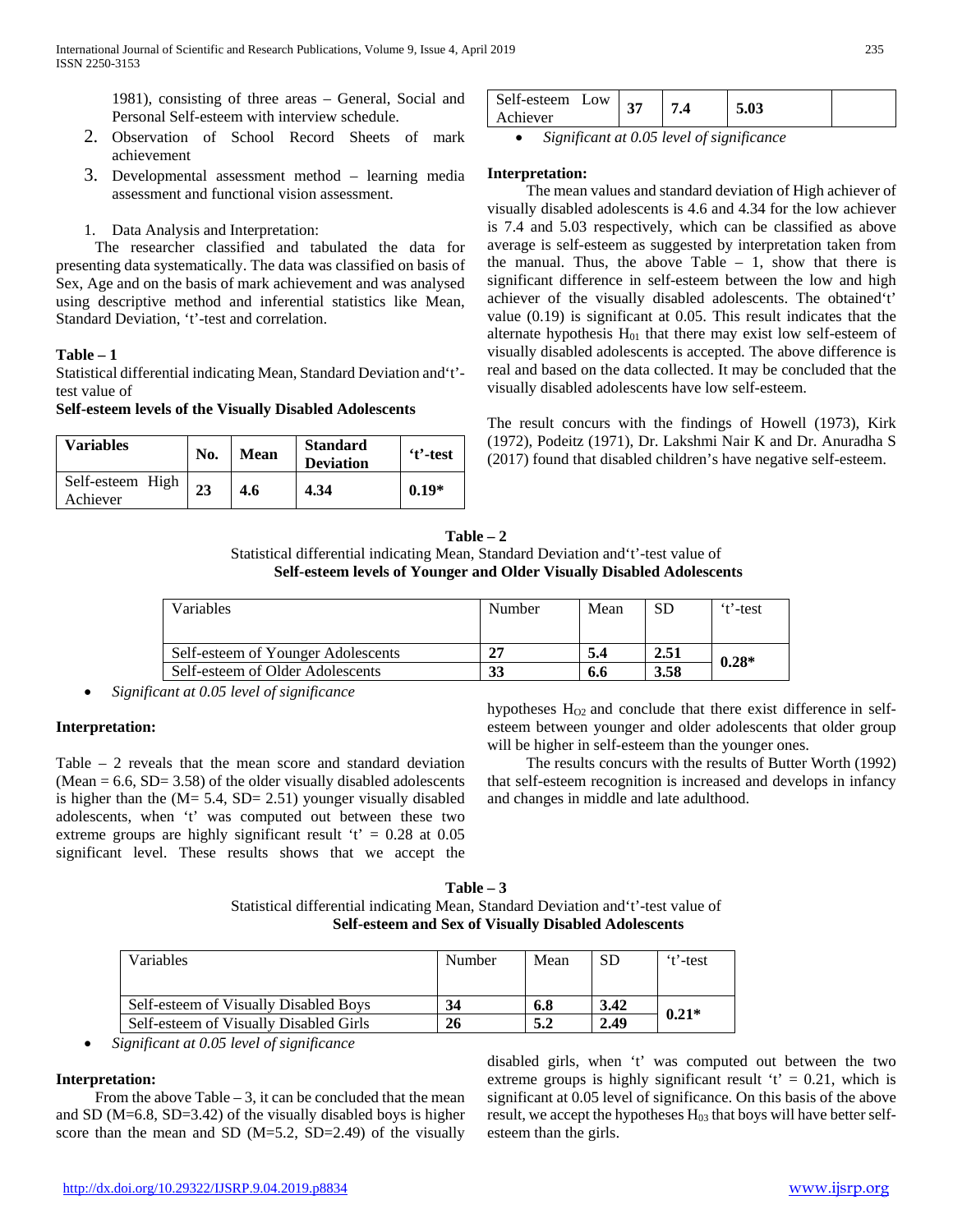1981), consisting of three areas – General, Social and Personal Self-esteem with interview schedule.

2. Observation of School Record Sheets of mark achievement
3. Developmental assessment method – learning media assessment and functional vision assessment.

1. Data Analysis and Interpretation:

The researcher classified and tabulated the data for presenting data systematically. The data was classified on basis of Sex, Age and on the basis of mark achievement and was analysed using descriptive method and inferential statistics like Mean, Standard Deviation, 't'-test and correlation.

**Table – 1**

Statistical differential indicating Mean, Standard Deviation and't'-test value of

**Self-esteem levels of the Visually Disabled Adolescents**

| Variables | No. | Mean | Standard Deviation | 't'-test |
|---|---|---|---|---|
| Self-esteem High Achiever | **23** | **4.6** | **4.34** | **0.19*** |
| Self-esteem Low Achiever | **37** | **7.4** | **5.03** | |

- *Significant at 0.05 level of significance*

**Interpretation:**

The mean values and standard deviation of High achiever of visually disabled adolescents is 4.6 and 4.34 for the low achiever is 7.4 and 5.03 respectively, which can be classified as above average is self-esteem as suggested by interpretation taken from the manual. Thus, the above Table – 1, show that there is significant difference in self-esteem between the low and high achiever of the visually disabled adolescents. The obtained't' value (0.19) is significant at 0.05. This result indicates that the alternate hypothesis $H_{01}$ that there may exist low self-esteem of visually disabled adolescents is accepted. The above difference is real and based on the data collected. It may be concluded that the visually disabled adolescents have low self-esteem.

The result concurs with the findings of Howell (1973), Kirk (1972), Podeitz (1971), Dr. Lakshmi Nair K and Dr. Anuradha S (2017) found that disabled children's have negative self-esteem.

**Table – 2**

Statistical differential indicating Mean, Standard Deviation and't'-test value of

**Self-esteem levels of Younger and Older Visually Disabled Adolescents**

| Variables | Number | Mean | SD | 't'-test |
|---|---|---|---|---|
| Self-esteem of Younger Adolescents | **27** | **5.4** | **2.51** | **0.28*** |
| Self-esteem of Older Adolescents | **33** | **6.6** | **3.58** | |

- *Significant at 0.05 level of significance*

**Interpretation:**

Table – 2 reveals that the mean score and standard deviation (Mean = 6.6, SD= 3.58) of the older visually disabled adolescents is higher than the (M= 5.4, SD= 2.51) younger visually disabled adolescents, when 't' was computed out between these two extreme groups are highly significant result 't' = 0.28 at 0.05 significant level. These results shows that we accept the hypotheses $H_{O2}$ and conclude that there exist difference in self-esteem between younger and older adolescents that older group will be higher in self-esteem than the younger ones.

The results concurs with the results of Butter Worth (1992) that self-esteem recognition is increased and develops in infancy and changes in middle and late adulthood.

**Table – 3**

Statistical differential indicating Mean, Standard Deviation and't'-test value of

**Self-esteem and Sex of Visually Disabled Adolescents**

| Variables | Number | Mean | SD | 't'-test |
|---|---|---|---|---|
| Self-esteem of Visually Disabled Boys | **34** | **6.8** | **3.42** | **0.21*** |
| Self-esteem of Visually Disabled Girls | **26** | **5.2** | **2.49** | |

- *Significant at 0.05 level of significance*

**Interpretation:**

From the above Table – 3, it can be concluded that the mean and SD (M=6.8, SD=3.42) of the visually disabled boys is higher score than the mean and SD (M=5.2, SD=2.49) of the visually disabled girls, when 't' was computed out between the two extreme groups is highly significant result 't' = 0.21, which is significant at 0.05 level of significance. On this basis of the above result, we accept the hypotheses $H_{03}$ that boys will have better self-esteem than the girls.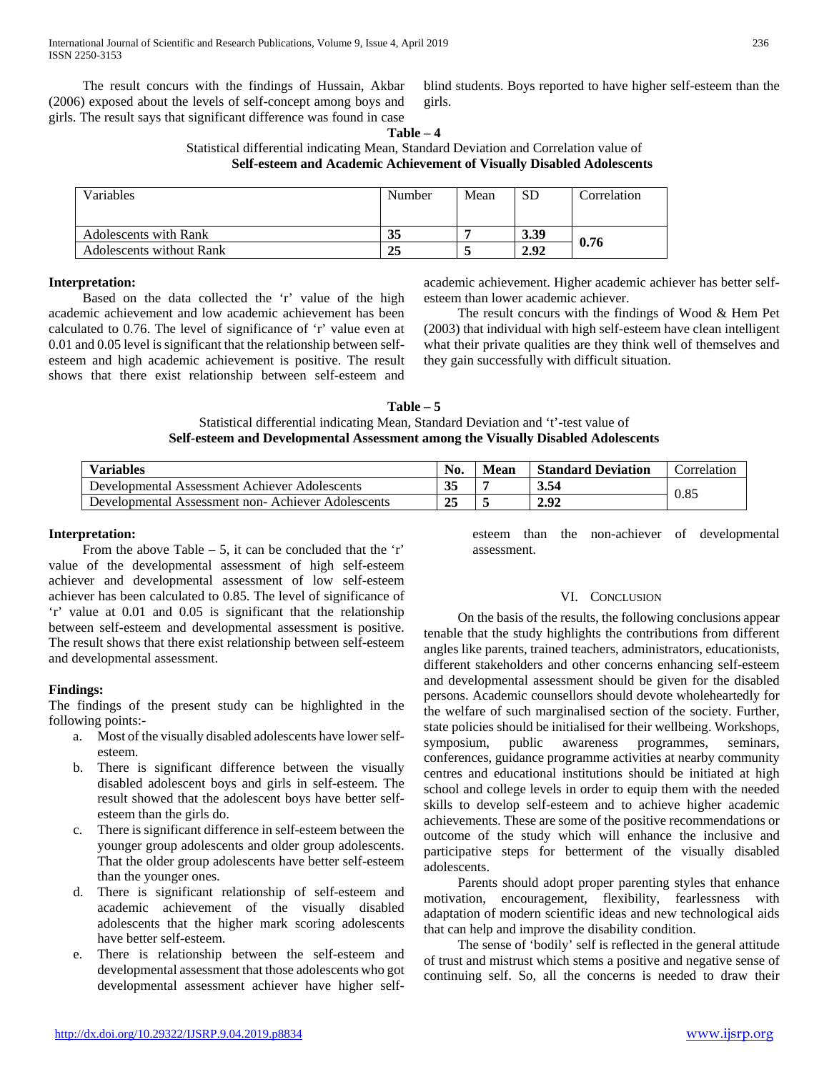The result concurs with the findings of Hussain, Akbar (2006) exposed about the levels of self-concept among boys and girls. The result says that significant difference was found in case blind students. Boys reported to have higher self-esteem than the girls.

**Table – 4**

Statistical differential indicating Mean, Standard Deviation and Correlation value of **Self-esteem and Academic Achievement of Visually Disabled Adolescents**

| Variables | Number | Mean | SD | Correlation |
|---|---|---|---|---|
| Adolescents with Rank | **35** | **7** | **3.39** | **0.76** |
| Adolescents without Rank | **25** | **5** | **2.92** | |

**Interpretation:**

Based on the data collected the 'r' value of the high academic achievement and low academic achievement has been calculated to 0.76. The level of significance of 'r' value even at 0.01 and 0.05 level is significant that the relationship between self-esteem and high academic achievement is positive. The result shows that there exist relationship between self-esteem and academic achievement. Higher academic achiever has better self-esteem than lower academic achiever.

The result concurs with the findings of Wood & Hem Pet (2003) that individual with high self-esteem have clean intelligent what their private qualities are they think well of themselves and they gain successfully with difficult situation.

**Table – 5**

Statistical differential indicating Mean, Standard Deviation and 't'-test value of **Self-esteem and Developmental Assessment among the Visually Disabled Adolescents**

| **Variables** | **No.** | **Mean** | **Standard Deviation** | Correlation |
|---|---|---|---|---|
| Developmental Assessment Achiever Adolescents | **35** | **7** | **3.54** | 0.85 |
| Developmental Assessment non- Achiever Adolescents | **25** | **5** | **2.92** | |

**Interpretation:**

From the above Table – 5, it can be concluded that the 'r' value of the developmental assessment of high self-esteem achiever and developmental assessment of low self-esteem achiever has been calculated to 0.85. The level of significance of 'r' value at 0.01 and 0.05 is significant that the relationship between self-esteem and developmental assessment is positive. The result shows that there exist relationship between self-esteem and developmental assessment.

**Findings:**

The findings of the present study can be highlighted in the following points:-

a. Most of the visually disabled adolescents have lower self-esteem.
b. There is significant difference between the visually disabled adolescent boys and girls in self-esteem. The result showed that the adolescent boys have better self-esteem than the girls do.
c. There is significant difference in self-esteem between the younger group adolescents and older group adolescents. That the older group adolescents have better self-esteem than the younger ones.
d. There is significant relationship of self-esteem and academic achievement of the visually disabled adolescents that the higher mark scoring adolescents have better self-esteem.
e. There is relationship between the self-esteem and developmental assessment that those adolescents who got developmental assessment achiever have higher self-esteem than the non-achiever of developmental assessment.

## VI. Conclusion

On the basis of the results, the following conclusions appear tenable that the study highlights the contributions from different angles like parents, trained teachers, administrators, educationists, different stakeholders and other concerns enhancing self-esteem and developmental assessment should be given for the disabled persons. Academic counsellors should devote wholeheartedly for the welfare of such marginalised section of the society. Further, state policies should be initialised for their wellbeing. Workshops, symposium, public awareness programmes, seminars, conferences, guidance programme activities at nearby community centres and educational institutions should be initiated at high school and college levels in order to equip them with the needed skills to develop self-esteem and to achieve higher academic achievements. These are some of the positive recommendations or outcome of the study which will enhance the inclusive and participative steps for betterment of the visually disabled adolescents.

Parents should adopt proper parenting styles that enhance motivation, encouragement, flexibility, fearlessness with adaptation of modern scientific ideas and new technological aids that can help and improve the disability condition.

The sense of 'bodily' self is reflected in the general attitude of trust and mistrust which stems a positive and negative sense of continuing self. So, all the concerns is needed to draw their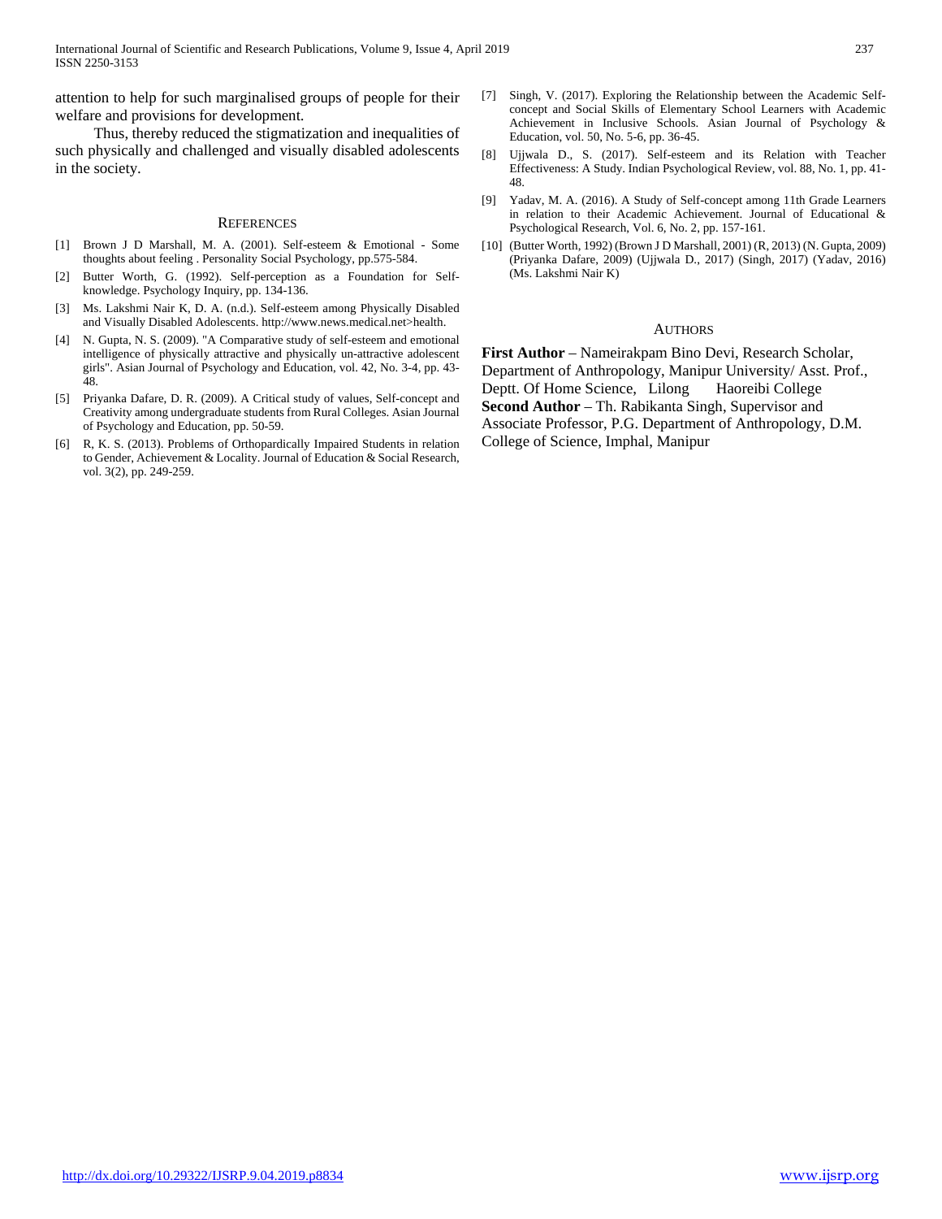attention to help for such marginalised groups of people for their welfare and provisions for development.

Thus, thereby reduced the stigmatization and inequalities of such physically and challenged and visually disabled adolescents in the society.

## References

[1] Brown J D Marshall, M. A. (2001). Self-esteem & Emotional - Some thoughts about feeling . Personality Social Psychology, pp.575-584.

[2] Butter Worth, G. (1992). Self-perception as a Foundation for Self-knowledge. Psychology Inquiry, pp. 134-136.

[3] Ms. Lakshmi Nair K, D. A. (n.d.). Self-esteem among Physically Disabled and Visually Disabled Adolescents. http://www.news.medical.net>health.

[4] N. Gupta, N. S. (2009). "A Comparative study of self-esteem and emotional intelligence of physically attractive and physically un-attractive adolescent girls". Asian Journal of Psychology and Education, vol. 42, No. 3-4, pp. 43-48.

[5] Priyanka Dafare, D. R. (2009). A Critical study of values, Self-concept and Creativity among undergraduate students from Rural Colleges. Asian Journal of Psychology and Education, pp. 50-59.

[6] R, K. S. (2013). Problems of Orthopardically Impaired Students in relation to Gender, Achievement & Locality. Journal of Education & Social Research, vol. 3(2), pp. 249-259.

[7] Singh, V. (2017). Exploring the Relationship between the Academic Self-concept and Social Skills of Elementary School Learners with Academic Achievement in Inclusive Schools. Asian Journal of Psychology & Education, vol. 50, No. 5-6, pp. 36-45.

[8] Ujjwala D., S. (2017). Self-esteem and its Relation with Teacher Effectiveness: A Study. Indian Psychological Review, vol. 88, No. 1, pp. 41-48.

[9] Yadav, M. A. (2016). A Study of Self-concept among 11th Grade Learners in relation to their Academic Achievement. Journal of Educational & Psychological Research, Vol. 6, No. 2, pp. 157-161.

[10] (Butter Worth, 1992) (Brown J D Marshall, 2001) (R, 2013) (N. Gupta, 2009) (Priyanka Dafare, 2009) (Ujjwala D., 2017) (Singh, 2017) (Yadav, 2016) (Ms. Lakshmi Nair K)

## Authors

**First Author** – Nameirakpam Bino Devi, Research Scholar, Department of Anthropology, Manipur University/ Asst. Prof., Deptt. Of Home Science, Lilong Haoreibi College

**Second Author** – Th. Rabikanta Singh, Supervisor and Associate Professor, P.G. Department of Anthropology, D.M. College of Science, Imphal, Manipur